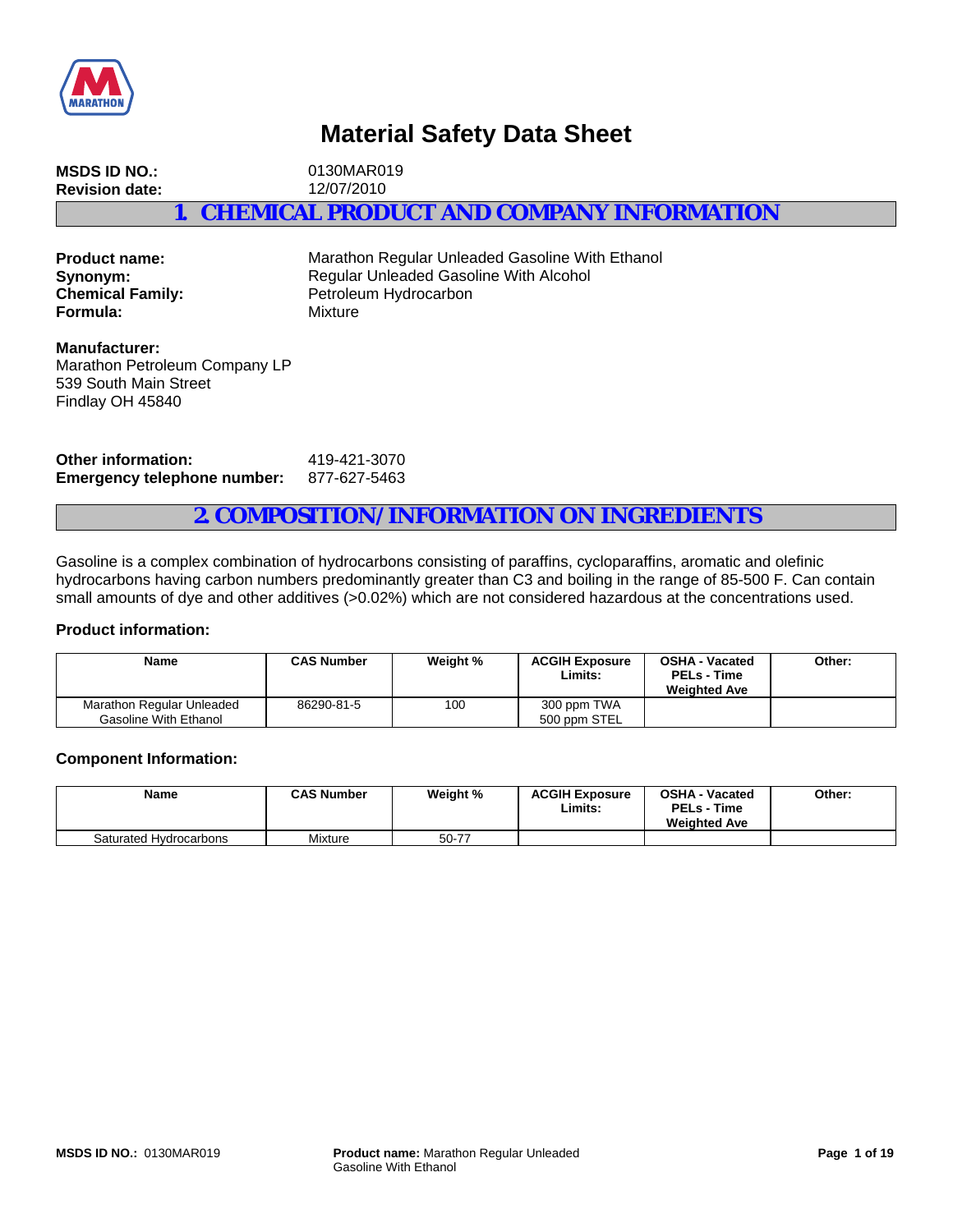# Material Safety Data Sheet

**MSDS ID NO.:** 0130MAR019
**Revision date:** 12/07/2010

## 1. CHEMICAL PRODUCT AND COMPANY INFORMATION

**Product name:** Marathon Regular Unleaded Gasoline With Ethanol
**Synonym:** Regular Unleaded Gasoline With Alcohol
**Chemical Family:** Petroleum Hydrocarbon
**Formula:** Mixture

**Manufacturer:**
Marathon Petroleum Company LP
539 South Main Street
Findlay OH 45840

**Other information:** 419-421-3070
**Emergency telephone number:** 877-627-5463

## 2. COMPOSITION/INFORMATION ON INGREDIENTS

Gasoline is a complex combination of hydrocarbons consisting of paraffins, cycloparaffins, aromatic and olefinic hydrocarbons having carbon numbers predominantly greater than C3 and boiling in the range of 85-500 F. Can contain small amounts of dye and other additives (>0.02%) which are not considered hazardous at the concentrations used.

### Product information:

| Name | CAS Number | Weight % | ACGIH Exposure Limits: | OSHA - Vacated PELs - Time Weighted Ave | Other: |
|---|---|---|---|---|---|
| Marathon Regular Unleaded Gasoline With Ethanol | 86290-81-5 | 100 | 300 ppm TWA<br>500 ppm STEL | | |

### Component Information:

| Name | CAS Number | Weight % | ACGIH Exposure Limits: | OSHA - Vacated PELs - Time Weighted Ave | Other: |
|---|---|---|---|---|---|
| Saturated Hydrocarbons | Mixture | 50-77 | | | |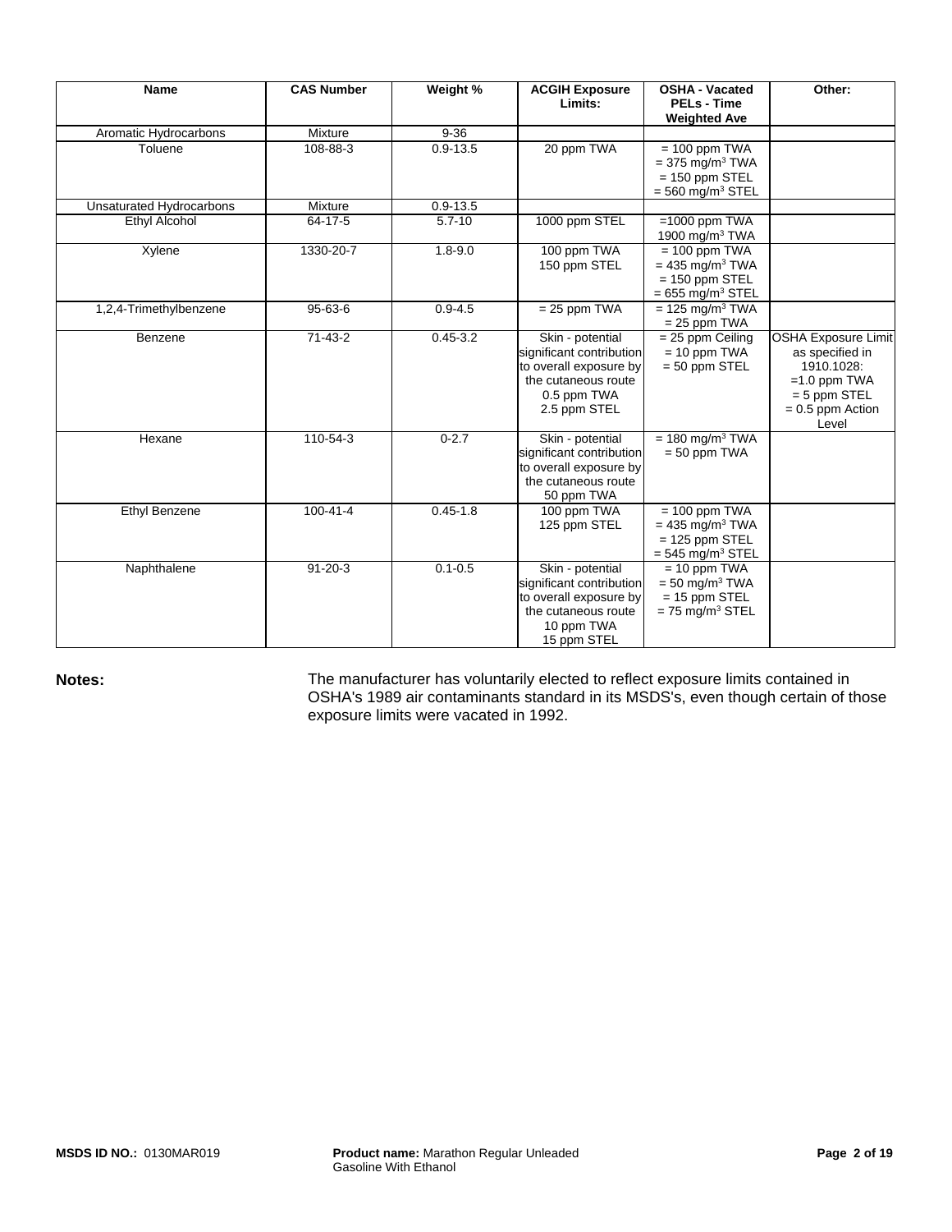| Name | CAS Number | Weight % | ACGIH Exposure Limits: | OSHA - Vacated PELs - Time Weighted Ave | Other: |
|---|---|---|---|---|---|
| Aromatic Hydrocarbons | Mixture | 9-36 | | | |
| Toluene | 108-88-3 | 0.9-13.5 | 20 ppm TWA | = 100 ppm TWA<br>= 375 mg/m$^3$ TWA<br>= 150 ppm STEL<br>= 560 mg/m$^3$ STEL | |
| Unsaturated Hydrocarbons | Mixture | 0.9-13.5 | | | |
| Ethyl Alcohol | 64-17-5 | 5.7-10 | 1000 ppm STEL | =1000 ppm TWA<br>1900 mg/m$^3$ TWA | |
| Xylene | 1330-20-7 | 1.8-9.0 | 100 ppm TWA<br>150 ppm STEL | = 100 ppm TWA<br>= 435 mg/m$^3$ TWA<br>= 150 ppm STEL<br>= 655 mg/m$^3$ STEL | |
| 1,2,4-Trimethylbenzene | 95-63-6 | 0.9-4.5 | = 25 ppm TWA | = 125 mg/m$^3$ TWA<br>= 25 ppm TWA | |
| Benzene | 71-43-2 | 0.45-3.2 | Skin - potential significant contribution to overall exposure by the cutaneous route<br>0.5 ppm TWA<br>2.5 ppm STEL | = 25 ppm Ceiling<br>= 10 ppm TWA<br>= 50 ppm STEL | OSHA Exposure Limit as specified in 1910.1028:<br>=1.0 ppm TWA<br>= 5 ppm STEL<br>= 0.5 ppm Action Level |
| Hexane | 110-54-3 | 0-2.7 | Skin - potential significant contribution to overall exposure by the cutaneous route<br>50 ppm TWA | = 180 mg/m$^3$ TWA<br>= 50 ppm TWA | |
| Ethyl Benzene | 100-41-4 | 0.45-1.8 | 100 ppm TWA<br>125 ppm STEL | = 100 ppm TWA<br>= 435 mg/m$^3$ TWA<br>= 125 ppm STEL<br>= 545 mg/m$^3$ STEL | |
| Naphthalene | 91-20-3 | 0.1-0.5 | Skin - potential significant contribution to overall exposure by the cutaneous route<br>10 ppm TWA<br>15 ppm STEL | = 10 ppm TWA<br>= 50 mg/m$^3$ TWA<br>= 15 ppm STEL<br>= 75 mg/m$^3$ STEL | |

**Notes:** The manufacturer has voluntarily elected to reflect exposure limits contained in OSHA's 1989 air contaminants standard in its MSDS's, even though certain of those exposure limits were vacated in 1992.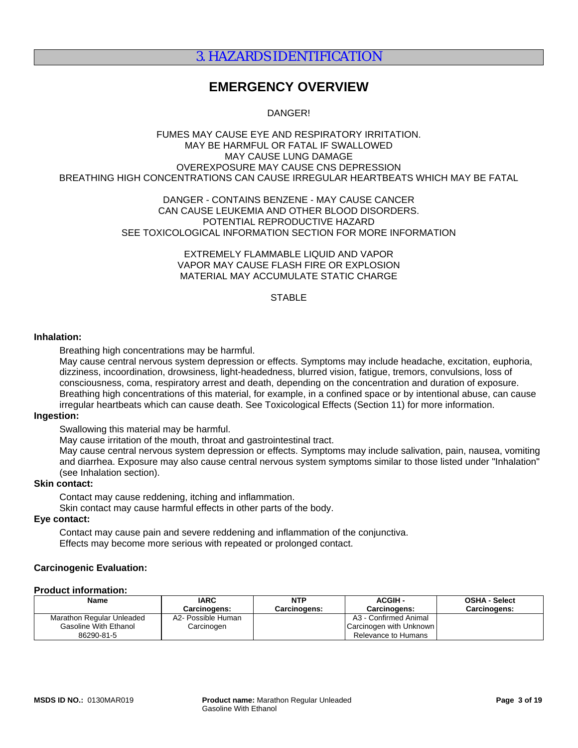# 3. HAZARDS IDENTIFICATION

## EMERGENCY OVERVIEW

DANGER!

FUMES MAY CAUSE EYE AND RESPIRATORY IRRITATION.
MAY BE HARMFUL OR FATAL IF SWALLOWED
MAY CAUSE LUNG DAMAGE
OVEREXPOSURE MAY CAUSE CNS DEPRESSION
BREATHING HIGH CONCENTRATIONS CAN CAUSE IRREGULAR HEARTBEATS WHICH MAY BE FATAL

DANGER - CONTAINS BENZENE - MAY CAUSE CANCER
CAN CAUSE LEUKEMIA AND OTHER BLOOD DISORDERS.
POTENTIAL REPRODUCTIVE HAZARD
SEE TOXICOLOGICAL INFORMATION SECTION FOR MORE INFORMATION

EXTREMELY FLAMMABLE LIQUID AND VAPOR
VAPOR MAY CAUSE FLASH FIRE OR EXPLOSION
MATERIAL MAY ACCUMULATE STATIC CHARGE

STABLE

**Inhalation:**

Breathing high concentrations may be harmful.
May cause central nervous system depression or effects. Symptoms may include headache, excitation, euphoria, dizziness, incoordination, drowsiness, light-headedness, blurred vision, fatigue, tremors, convulsions, loss of consciousness, coma, respiratory arrest and death, depending on the concentration and duration of exposure. Breathing high concentrations of this material, for example, in a confined space or by intentional abuse, can cause irregular heartbeats which can cause death. See Toxicological Effects (Section 11) for more information.

**Ingestion:**

Swallowing this material may be harmful.
May cause irritation of the mouth, throat and gastrointestinal tract.
May cause central nervous system depression or effects. Symptoms may include salivation, pain, nausea, vomiting and diarrhea. Exposure may also cause central nervous system symptoms similar to those listed under "Inhalation" (see Inhalation section).

**Skin contact:**

Contact may cause reddening, itching and inflammation.
Skin contact may cause harmful effects in other parts of the body.

**Eye contact:**

Contact may cause pain and severe reddening and inflammation of the conjunctiva.
Effects may become more serious with repeated or prolonged contact.

**Carcinogenic Evaluation:**

**Product information:**

| Name | IARC Carcinogens: | NTP Carcinogens: | ACGIH - Carcinogens: | OSHA - Select Carcinogens: |
|---|---|---|---|---|
| Marathon Regular Unleaded Gasoline With Ethanol 86290-81-5 | A2- Possible Human Carcinogen | | A3 - Confirmed Animal Carcinogen with Unknown Relevance to Humans | |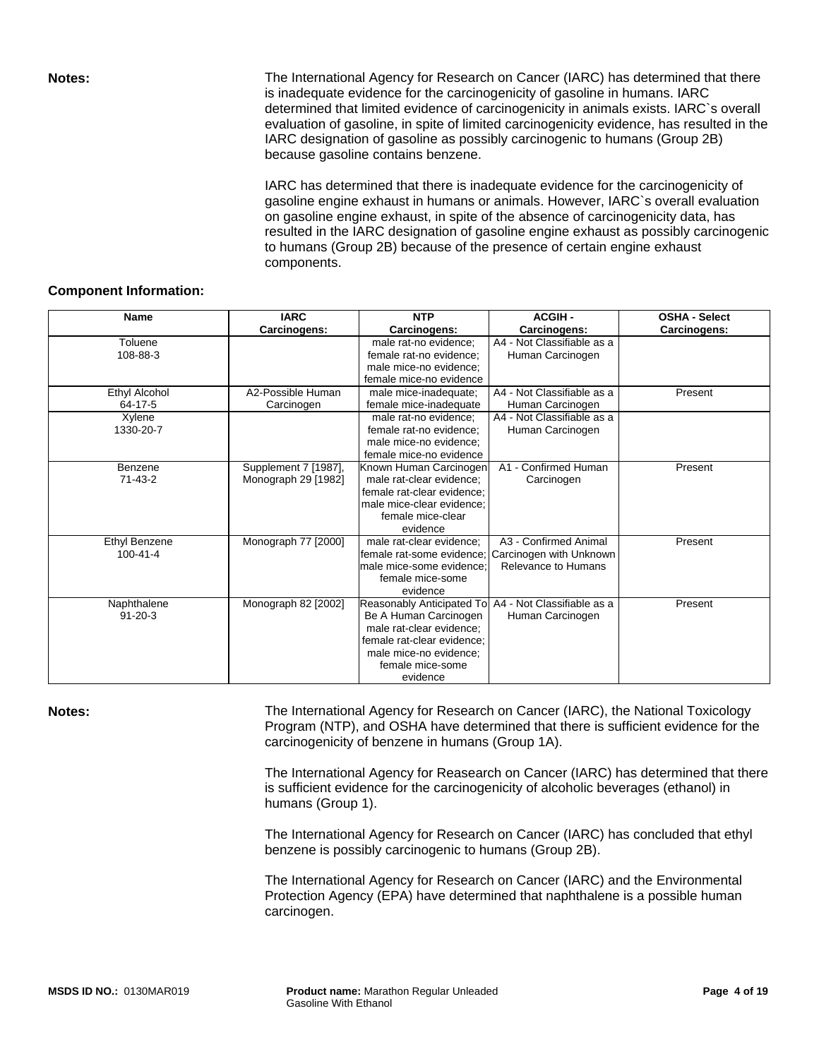**Notes:**

The International Agency for Research on Cancer (IARC) has determined that there is inadequate evidence for the carcinogenicity of gasoline in humans. IARC determined that limited evidence of carcinogenicity in animals exists. IARC`s overall evaluation of gasoline, in spite of limited carcinogenicity evidence, has resulted in the IARC designation of gasoline as possibly carcinogenic to humans (Group 2B) because gasoline contains benzene.

IARC has determined that there is inadequate evidence for the carcinogenicity of gasoline engine exhaust in humans or animals. However, IARC`s overall evaluation on gasoline engine exhaust, in spite of the absence of carcinogenicity data, has resulted in the IARC designation of gasoline engine exhaust as possibly carcinogenic to humans (Group 2B) because of the presence of certain engine exhaust components.

**Component Information:**

| Name | IARC Carcinogens: | NTP Carcinogens: | ACGIH - Carcinogens: | OSHA - Select Carcinogens: |
|---|---|---|---|---|
| Toluene 108-88-3 | | male rat-no evidence; female rat-no evidence; male mice-no evidence; female mice-no evidence | A4 - Not Classifiable as a Human Carcinogen | |
| Ethyl Alcohol 64-17-5 | A2-Possible Human Carcinogen | male mice-inadequate; female mice-inadequate | A4 - Not Classifiable as a Human Carcinogen | Present |
| Xylene 1330-20-7 | | male rat-no evidence; female rat-no evidence; male mice-no evidence; female mice-no evidence | A4 - Not Classifiable as a Human Carcinogen | |
| Benzene 71-43-2 | Supplement 7 [1987], Monograph 29 [1982] | Known Human Carcinogen male rat-clear evidence; female rat-clear evidence; male mice-clear evidence; female mice-clear evidence | A1 - Confirmed Human Carcinogen | Present |
| Ethyl Benzene 100-41-4 | Monograph 77 [2000] | male rat-clear evidence; female rat-some evidence; male mice-some evidence; female mice-some evidence | A3 - Confirmed Animal Carcinogen with Unknown Relevance to Humans | Present |
| Naphthalene 91-20-3 | Monograph 82 [2002] | Reasonably Anticipated To Be A Human Carcinogen male rat-clear evidence; female rat-clear evidence; male mice-no evidence; female mice-some evidence | A4 - Not Classifiable as a Human Carcinogen | Present |

**Notes:**

The International Agency for Research on Cancer (IARC), the National Toxicology Program (NTP), and OSHA have determined that there is sufficient evidence for the carcinogenicity of benzene in humans (Group 1A).

The International Agency for Reasearch on Cancer (IARC) has determined that there is sufficient evidence for the carcinogenicity of alcoholic beverages (ethanol) in humans (Group 1).

The International Agency for Research on Cancer (IARC) has concluded that ethyl benzene is possibly carcinogenic to humans (Group 2B).

The International Agency for Research on Cancer (IARC) and the Environmental Protection Agency (EPA) have determined that naphthalene is a possible human carcinogen.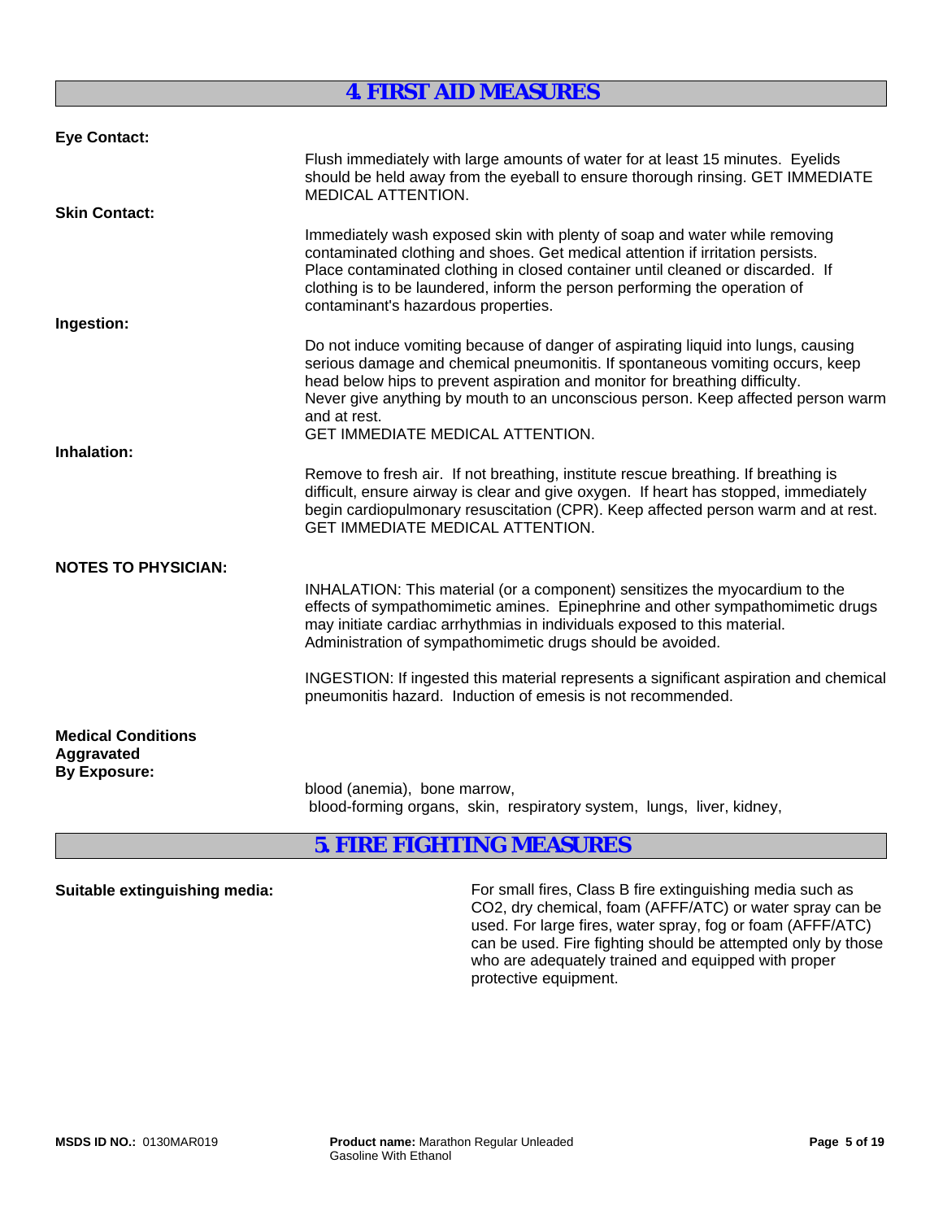## 4. FIRST AID MEASURES

**Eye Contact:**

Flush immediately with large amounts of water for at least 15 minutes. Eyelids should be held away from the eyeball to ensure thorough rinsing. GET IMMEDIATE MEDICAL ATTENTION.

**Skin Contact:**

Immediately wash exposed skin with plenty of soap and water while removing contaminated clothing and shoes. Get medical attention if irritation persists. Place contaminated clothing in closed container until cleaned or discarded. If clothing is to be laundered, inform the person performing the operation of contaminant's hazardous properties.

**Ingestion:**

Do not induce vomiting because of danger of aspirating liquid into lungs, causing serious damage and chemical pneumonitis. If spontaneous vomiting occurs, keep head below hips to prevent aspiration and monitor for breathing difficulty.
Never give anything by mouth to an unconscious person. Keep affected person warm and at rest.
GET IMMEDIATE MEDICAL ATTENTION.

**Inhalation:**

Remove to fresh air. If not breathing, institute rescue breathing. If breathing is difficult, ensure airway is clear and give oxygen. If heart has stopped, immediately begin cardiopulmonary resuscitation (CPR). Keep affected person warm and at rest.
GET IMMEDIATE MEDICAL ATTENTION.

**NOTES TO PHYSICIAN:**

INHALATION: This material (or a component) sensitizes the myocardium to the effects of sympathomimetic amines. Epinephrine and other sympathomimetic drugs may initiate cardiac arrhythmias in individuals exposed to this material. Administration of sympathomimetic drugs should be avoided.

INGESTION: If ingested this material represents a significant aspiration and chemical pneumonitis hazard. Induction of emesis is not recommended.

**Medical Conditions Aggravated By Exposure:**

blood (anemia), bone marrow,
blood-forming organs, skin, respiratory system, lungs, liver, kidney,

## 5. FIRE FIGHTING MEASURES

**Suitable extinguishing media:** For small fires, Class B fire extinguishing media such as $CO_2$, dry chemical, foam (AFFF/ATC) or water spray can be used. For large fires, water spray, fog or foam (AFFF/ATC) can be used. Fire fighting should be attempted only by those who are adequately trained and equipped with proper protective equipment.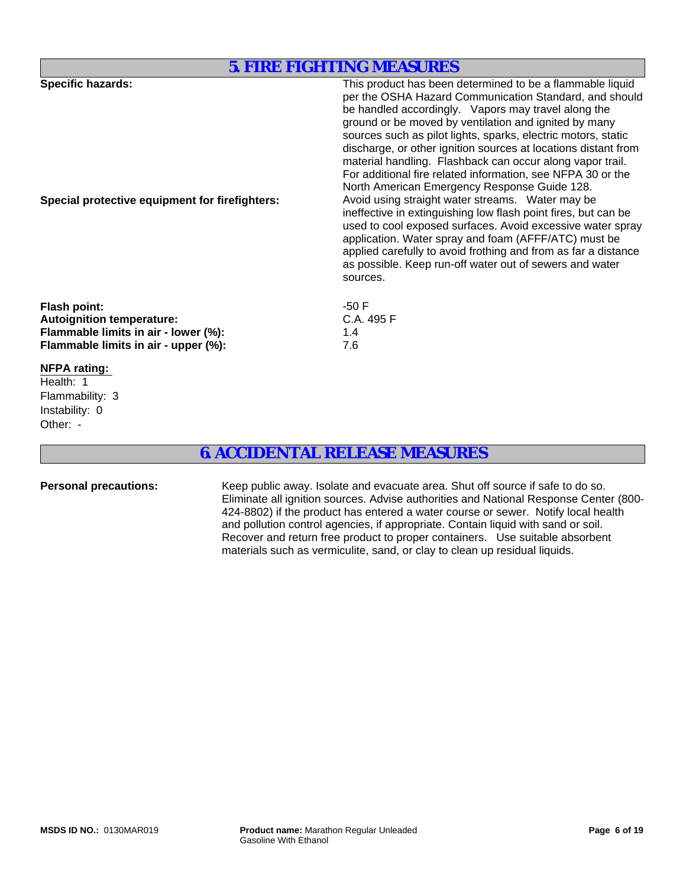## 5. FIRE FIGHTING MEASURES

**Specific hazards:** This product has been determined to be a flammable liquid per the OSHA Hazard Communication Standard, and should be handled accordingly. Vapors may travel along the ground or be moved by ventilation and ignited by many sources such as pilot lights, sparks, electric motors, static discharge, or other ignition sources at locations distant from material handling. Flashback can occur along vapor trail. For additional fire related information, see NFPA 30 or the North American Emergency Response Guide 128.

**Special protective equipment for firefighters:** Avoid using straight water streams. Water may be ineffective in extinguishing low flash point fires, but can be used to cool exposed surfaces. Avoid excessive water spray application. Water spray and foam (AFFF/ATC) must be applied carefully to avoid frothing and from as far a distance as possible. Keep run-off water out of sewers and water sources.

**Flash point:** -50 F
**Autoignition temperature:** C.A. 495 F
**Flammable limits in air - lower (%):** 1.4
**Flammable limits in air - upper (%):** 7.6

**NFPA rating:**

Health: 1
Flammability: 3
Instability: 0
Other: -

## 6. ACCIDENTAL RELEASE MEASURES

**Personal precautions:** Keep public away. Isolate and evacuate area. Shut off source if safe to do so. Eliminate all ignition sources. Advise authorities and National Response Center (800-424-8802) if the product has entered a water course or sewer. Notify local health and pollution control agencies, if appropriate. Contain liquid with sand or soil. Recover and return free product to proper containers. Use suitable absorbent materials such as vermiculite, sand, or clay to clean up residual liquids.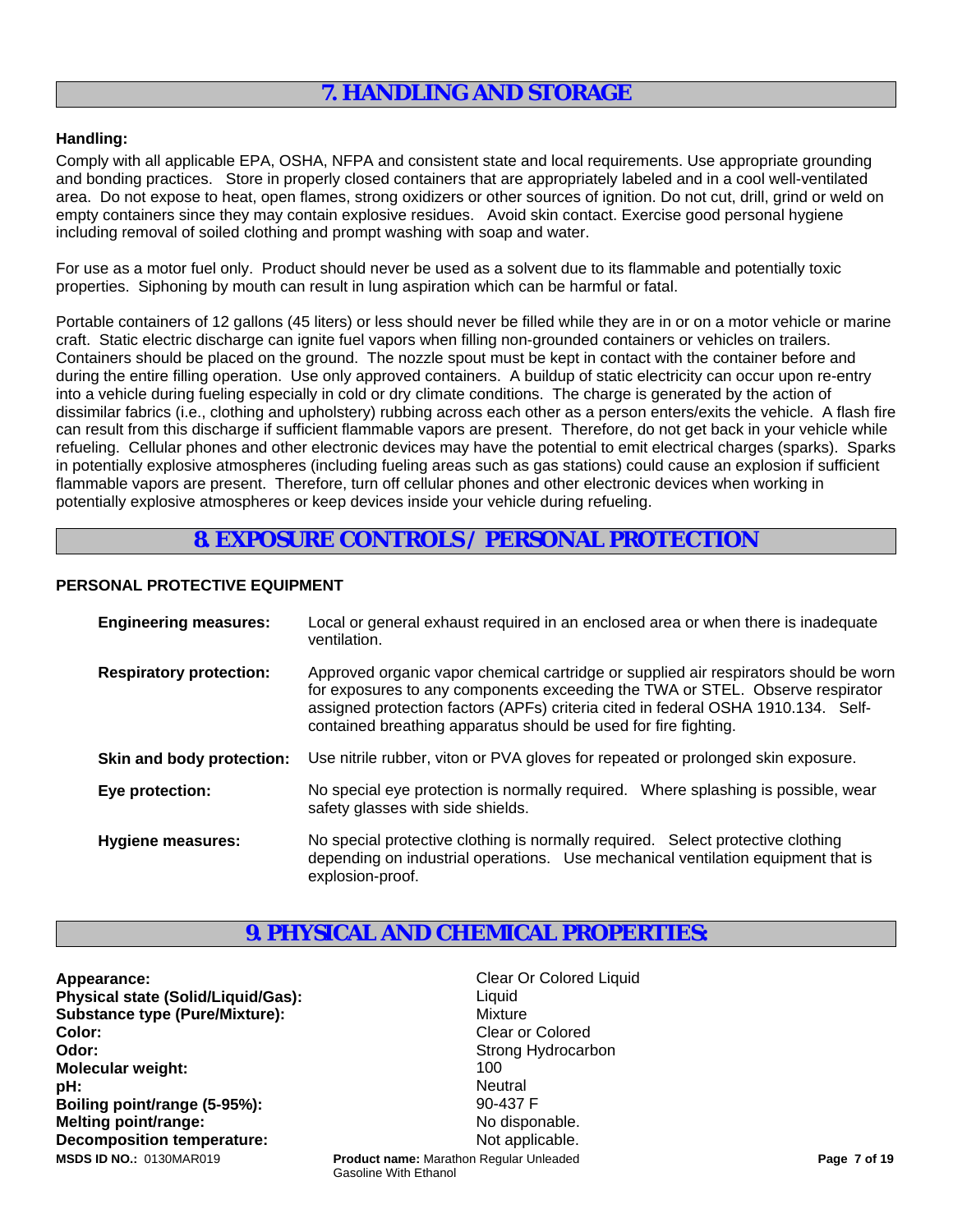# 7. HANDLING AND STORAGE

**Handling:**

Comply with all applicable EPA, OSHA, NFPA and consistent state and local requirements. Use appropriate grounding and bonding practices. Store in properly closed containers that are appropriately labeled and in a cool well-ventilated area. Do not expose to heat, open flames, strong oxidizers or other sources of ignition. Do not cut, drill, grind or weld on empty containers since they may contain explosive residues. Avoid skin contact. Exercise good personal hygiene including removal of soiled clothing and prompt washing with soap and water.

For use as a motor fuel only. Product should never be used as a solvent due to its flammable and potentially toxic properties. Siphoning by mouth can result in lung aspiration which can be harmful or fatal.

Portable containers of 12 gallons (45 liters) or less should never be filled while they are in or on a motor vehicle or marine craft. Static electric discharge can ignite fuel vapors when filling non-grounded containers or vehicles on trailers. Containers should be placed on the ground. The nozzle spout must be kept in contact with the container before and during the entire filling operation. Use only approved containers. A buildup of static electricity can occur upon re-entry into a vehicle during fueling especially in cold or dry climate conditions. The charge is generated by the action of dissimilar fabrics (i.e., clothing and upholstery) rubbing across each other as a person enters/exits the vehicle. A flash fire can result from this discharge if sufficient flammable vapors are present. Therefore, do not get back in your vehicle while refueling. Cellular phones and other electronic devices may have the potential to emit electrical charges (sparks). Sparks in potentially explosive atmospheres (including fueling areas such as gas stations) could cause an explosion if sufficient flammable vapors are present. Therefore, turn off cellular phones and other electronic devices when working in potentially explosive atmospheres or keep devices inside your vehicle during refueling.

# 8. EXPOSURE CONTROLS / PERSONAL PROTECTION

**PERSONAL PROTECTIVE EQUIPMENT**

| | |
|---|---|
| **Engineering measures:** | Local or general exhaust required in an enclosed area or when there is inadequate ventilation. |
| **Respiratory protection:** | Approved organic vapor chemical cartridge or supplied air respirators should be worn for exposures to any components exceeding the TWA or STEL. Observe respirator assigned protection factors (APFs) criteria cited in federal OSHA 1910.134. Self-contained breathing apparatus should be used for fire fighting. |
| **Skin and body protection:** | Use nitrile rubber, viton or PVA gloves for repeated or prolonged skin exposure. |
| **Eye protection:** | No special eye protection is normally required. Where splashing is possible, wear safety glasses with side shields. |
| **Hygiene measures:** | No special protective clothing is normally required. Select protective clothing depending on industrial operations. Use mechanical ventilation equipment that is explosion-proof. |

# 9. PHYSICAL AND CHEMICAL PROPERTIES:

| | |
|---|---|
| **Appearance:** | Clear Or Colored Liquid |
| **Physical state (Solid/Liquid/Gas):** | Liquid |
| **Substance type (Pure/Mixture):** | Mixture |
| **Color:** | Clear or Colored |
| **Odor:** | Strong Hydrocarbon |
| **Molecular weight:** | 100 |
| **pH:** | Neutral |
| **Boiling point/range (5-95%):** | 90-437 F |
| **Melting point/range:** | No disponable. |
| **Decomposition temperature:** | Not applicable. |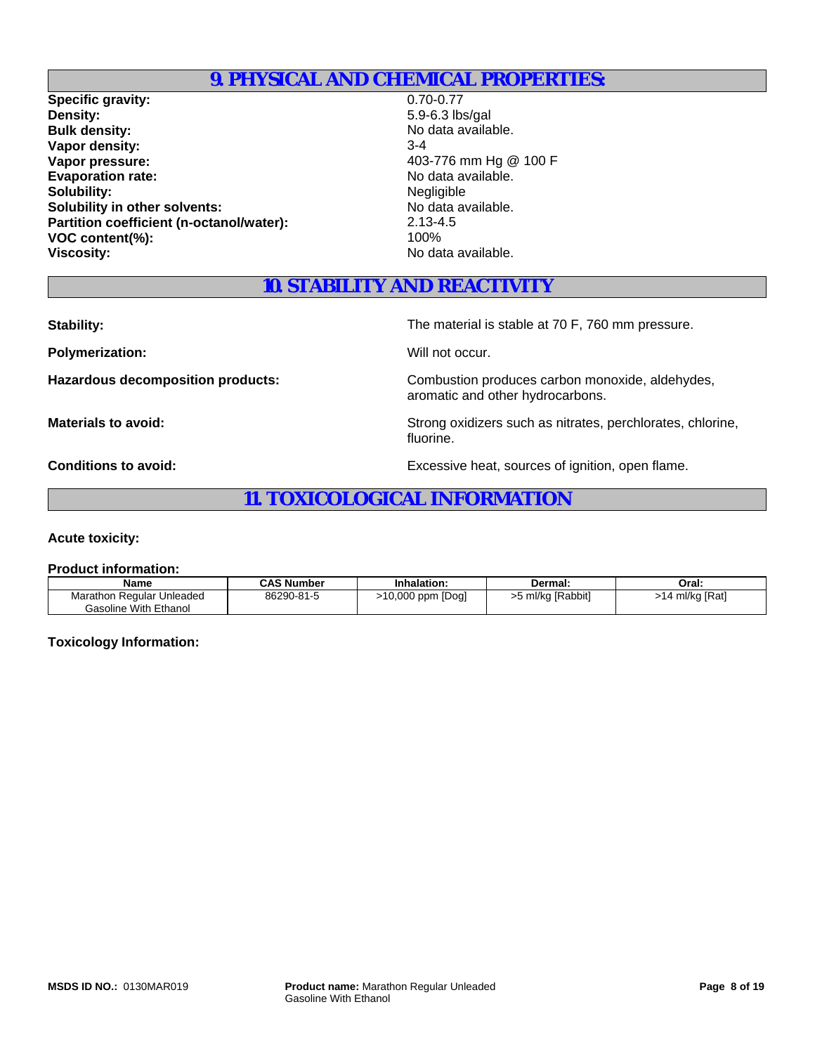## 9. PHYSICAL AND CHEMICAL PROPERTIES:

**Specific gravity:** 0.70-0.77
**Density:** 5.9-6.3 lbs/gal
**Bulk density:** No data available.
**Vapor density:** 3-4
**Vapor pressure:** 403-776 mm Hg @ 100 F
**Evaporation rate:** No data available.
**Solubility:** Negligible
**Solubility in other solvents:** No data available.
**Partition coefficient (n-octanol/water):** 2.13-4.5
**VOC content(%):** 100%
**Viscosity:** No data available.

## 10. STABILITY AND REACTIVITY

**Stability:** The material is stable at 70 F, 760 mm pressure.

**Polymerization:** Will not occur.

**Hazardous decomposition products:** Combustion produces carbon monoxide, aldehydes, aromatic and other hydrocarbons.

**Materials to avoid:** Strong oxidizers such as nitrates, perchlorates, chlorine, fluorine.

**Conditions to avoid:** Excessive heat, sources of ignition, open flame.

## 11. TOXICOLOGICAL INFORMATION

**Acute toxicity:**

**Product information:**

| Name | CAS Number | Inhalation: | Dermal: | Oral: |
|---|---|---|---|---|
| Marathon Regular Unleaded Gasoline With Ethanol | 86290-81-5 | >10,000 ppm [Dog] | >5 ml/kg [Rabbit] | >14 ml/kg [Rat] |

**Toxicology Information:**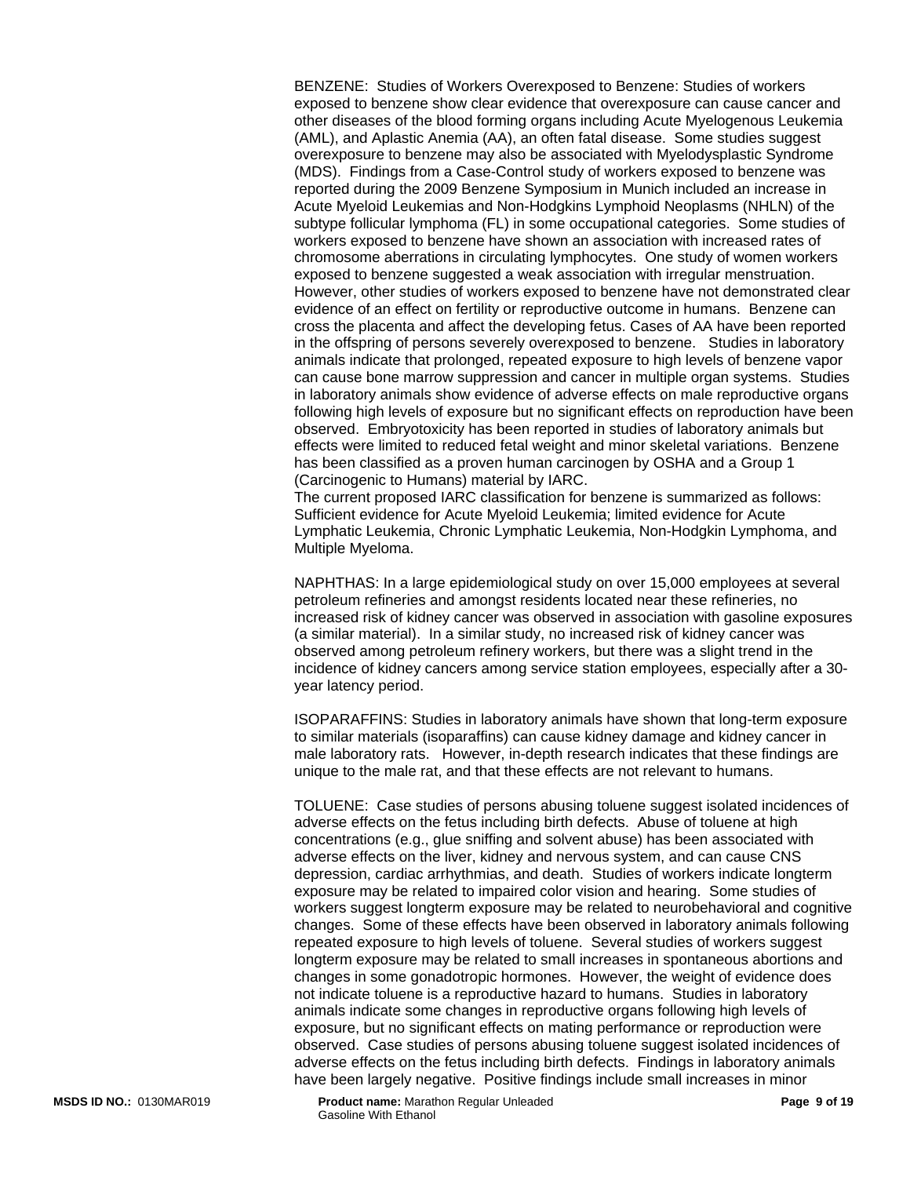BENZENE: Studies of Workers Overexposed to Benzene: Studies of workers exposed to benzene show clear evidence that overexposure can cause cancer and other diseases of the blood forming organs including Acute Myelogenous Leukemia (AML), and Aplastic Anemia (AA), an often fatal disease. Some studies suggest overexposure to benzene may also be associated with Myelodysplastic Syndrome (MDS). Findings from a Case-Control study of workers exposed to benzene was reported during the 2009 Benzene Symposium in Munich included an increase in Acute Myeloid Leukemias and Non-Hodgkins Lymphoid Neoplasms (NHLN) of the subtype follicular lymphoma (FL) in some occupational categories. Some studies of workers exposed to benzene have shown an association with increased rates of chromosome aberrations in circulating lymphocytes. One study of women workers exposed to benzene suggested a weak association with irregular menstruation. However, other studies of workers exposed to benzene have not demonstrated clear evidence of an effect on fertility or reproductive outcome in humans. Benzene can cross the placenta and affect the developing fetus. Cases of AA have been reported in the offspring of persons severely overexposed to benzene. Studies in laboratory animals indicate that prolonged, repeated exposure to high levels of benzene vapor can cause bone marrow suppression and cancer in multiple organ systems. Studies in laboratory animals show evidence of adverse effects on male reproductive organs following high levels of exposure but no significant effects on reproduction have been observed. Embryotoxicity has been reported in studies of laboratory animals but effects were limited to reduced fetal weight and minor skeletal variations. Benzene has been classified as a proven human carcinogen by OSHA and a Group 1 (Carcinogenic to Humans) material by IARC.
The current proposed IARC classification for benzene is summarized as follows: Sufficient evidence for Acute Myeloid Leukemia; limited evidence for Acute Lymphatic Leukemia, Chronic Lymphatic Leukemia, Non-Hodgkin Lymphoma, and Multiple Myeloma.

NAPHTHAS: In a large epidemiological study on over 15,000 employees at several petroleum refineries and amongst residents located near these refineries, no increased risk of kidney cancer was observed in association with gasoline exposures (a similar material). In a similar study, no increased risk of kidney cancer was observed among petroleum refinery workers, but there was a slight trend in the incidence of kidney cancers among service station employees, especially after a 30-year latency period.

ISOPARAFFINS: Studies in laboratory animals have shown that long-term exposure to similar materials (isoparaffins) can cause kidney damage and kidney cancer in male laboratory rats. However, in-depth research indicates that these findings are unique to the male rat, and that these effects are not relevant to humans.

TOLUENE: Case studies of persons abusing toluene suggest isolated incidences of adverse effects on the fetus including birth defects. Abuse of toluene at high concentrations (e.g., glue sniffing and solvent abuse) has been associated with adverse effects on the liver, kidney and nervous system, and can cause CNS depression, cardiac arrhythmias, and death. Studies of workers indicate longterm exposure may be related to impaired color vision and hearing. Some studies of workers suggest longterm exposure may be related to neurobehavioral and cognitive changes. Some of these effects have been observed in laboratory animals following repeated exposure to high levels of toluene. Several studies of workers suggest longterm exposure may be related to small increases in spontaneous abortions and changes in some gonadotropic hormones. However, the weight of evidence does not indicate toluene is a reproductive hazard to humans. Studies in laboratory animals indicate some changes in reproductive organs following high levels of exposure, but no significant effects on mating performance or reproduction were observed. Case studies of persons abusing toluene suggest isolated incidences of adverse effects on the fetus including birth defects. Findings in laboratory animals have been largely negative. Positive findings include small increases in minor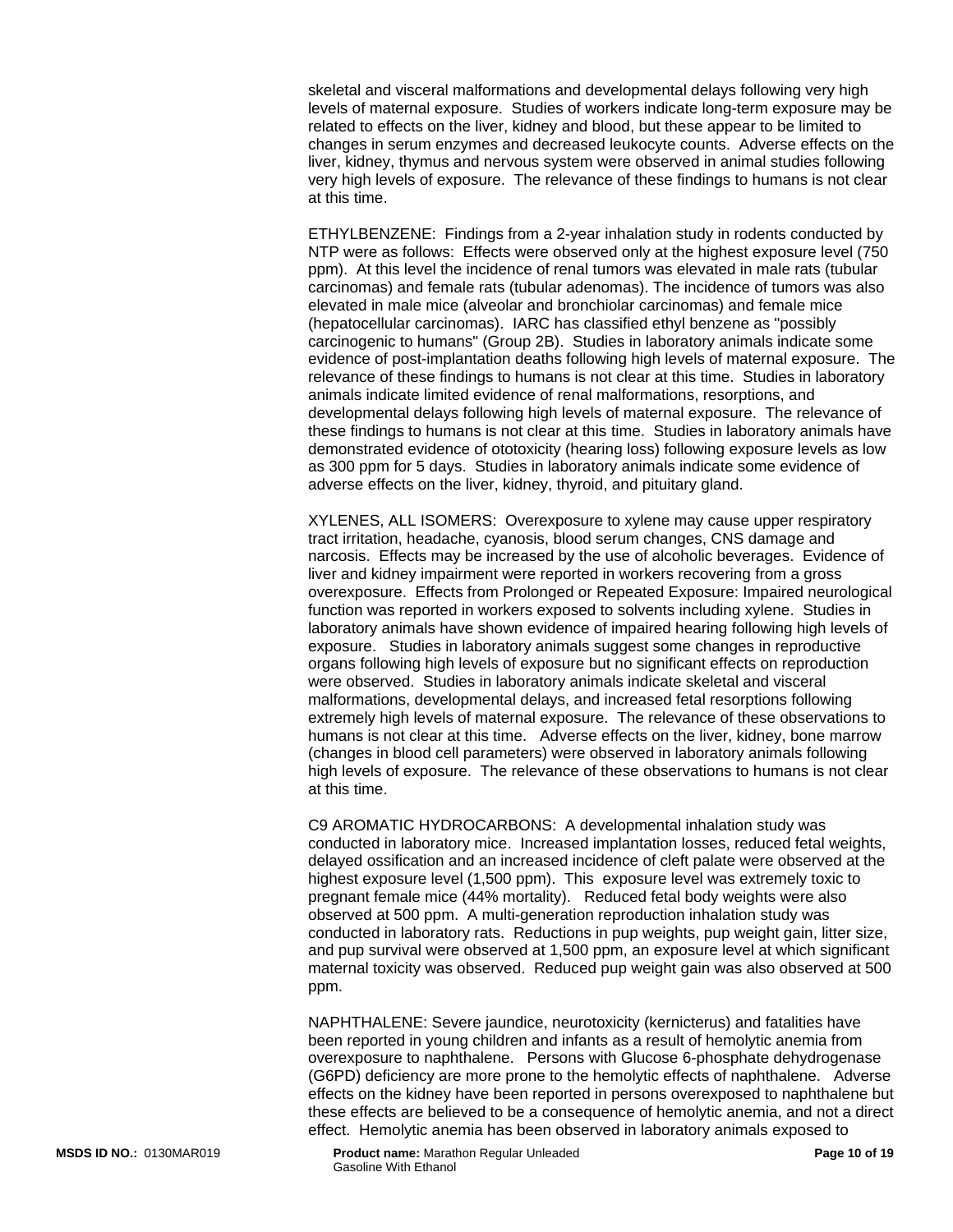skeletal and visceral malformations and developmental delays following very high levels of maternal exposure. Studies of workers indicate long-term exposure may be related to effects on the liver, kidney and blood, but these appear to be limited to changes in serum enzymes and decreased leukocyte counts. Adverse effects on the liver, kidney, thymus and nervous system were observed in animal studies following very high levels of exposure. The relevance of these findings to humans is not clear at this time.

ETHYLBENZENE: Findings from a 2-year inhalation study in rodents conducted by NTP were as follows: Effects were observed only at the highest exposure level (750 ppm). At this level the incidence of renal tumors was elevated in male rats (tubular carcinomas) and female rats (tubular adenomas). The incidence of tumors was also elevated in male mice (alveolar and bronchiolar carcinomas) and female mice (hepatocellular carcinomas). IARC has classified ethyl benzene as "possibly carcinogenic to humans" (Group 2B). Studies in laboratory animals indicate some evidence of post-implantation deaths following high levels of maternal exposure. The relevance of these findings to humans is not clear at this time. Studies in laboratory animals indicate limited evidence of renal malformations, resorptions, and developmental delays following high levels of maternal exposure. The relevance of these findings to humans is not clear at this time. Studies in laboratory animals have demonstrated evidence of ototoxicity (hearing loss) following exposure levels as low as 300 ppm for 5 days. Studies in laboratory animals indicate some evidence of adverse effects on the liver, kidney, thyroid, and pituitary gland.

XYLENES, ALL ISOMERS: Overexposure to xylene may cause upper respiratory tract irritation, headache, cyanosis, blood serum changes, CNS damage and narcosis. Effects may be increased by the use of alcoholic beverages. Evidence of liver and kidney impairment were reported in workers recovering from a gross overexposure. Effects from Prolonged or Repeated Exposure: Impaired neurological function was reported in workers exposed to solvents including xylene. Studies in laboratory animals have shown evidence of impaired hearing following high levels of exposure. Studies in laboratory animals suggest some changes in reproductive organs following high levels of exposure but no significant effects on reproduction were observed. Studies in laboratory animals indicate skeletal and visceral malformations, developmental delays, and increased fetal resorptions following extremely high levels of maternal exposure. The relevance of these observations to humans is not clear at this time. Adverse effects on the liver, kidney, bone marrow (changes in blood cell parameters) were observed in laboratory animals following high levels of exposure. The relevance of these observations to humans is not clear at this time.

C9 AROMATIC HYDROCARBONS: A developmental inhalation study was conducted in laboratory mice. Increased implantation losses, reduced fetal weights, delayed ossification and an increased incidence of cleft palate were observed at the highest exposure level (1,500 ppm). This exposure level was extremely toxic to pregnant female mice (44% mortality). Reduced fetal body weights were also observed at 500 ppm. A multi-generation reproduction inhalation study was conducted in laboratory rats. Reductions in pup weights, pup weight gain, litter size, and pup survival were observed at 1,500 ppm, an exposure level at which significant maternal toxicity was observed. Reduced pup weight gain was also observed at 500 ppm.

NAPHTHALENE: Severe jaundice, neurotoxicity (kernicterus) and fatalities have been reported in young children and infants as a result of hemolytic anemia from overexposure to naphthalene. Persons with Glucose 6-phosphate dehydrogenase (G6PD) deficiency are more prone to the hemolytic effects of naphthalene. Adverse effects on the kidney have been reported in persons overexposed to naphthalene but these effects are believed to be a consequence of hemolytic anemia, and not a direct effect. Hemolytic anemia has been observed in laboratory animals exposed to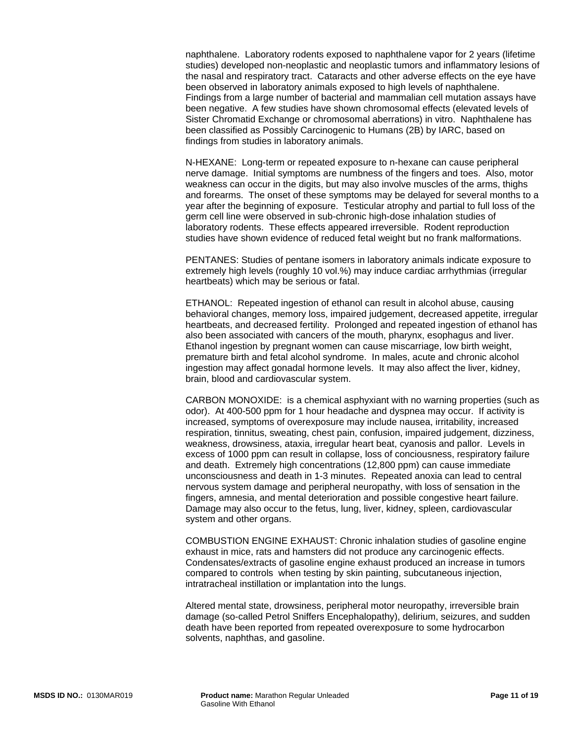naphthalene. Laboratory rodents exposed to naphthalene vapor for 2 years (lifetime studies) developed non-neoplastic and neoplastic tumors and inflammatory lesions of the nasal and respiratory tract. Cataracts and other adverse effects on the eye have been observed in laboratory animals exposed to high levels of naphthalene. Findings from a large number of bacterial and mammalian cell mutation assays have been negative. A few studies have shown chromosomal effects (elevated levels of Sister Chromatid Exchange or chromosomal aberrations) in vitro. Naphthalene has been classified as Possibly Carcinogenic to Humans (2B) by IARC, based on findings from studies in laboratory animals.

N-HEXANE: Long-term or repeated exposure to n-hexane can cause peripheral nerve damage. Initial symptoms are numbness of the fingers and toes. Also, motor weakness can occur in the digits, but may also involve muscles of the arms, thighs and forearms. The onset of these symptoms may be delayed for several months to a year after the beginning of exposure. Testicular atrophy and partial to full loss of the germ cell line were observed in sub-chronic high-dose inhalation studies of laboratory rodents. These effects appeared irreversible. Rodent reproduction studies have shown evidence of reduced fetal weight but no frank malformations.

PENTANES: Studies of pentane isomers in laboratory animals indicate exposure to extremely high levels (roughly 10 vol.%) may induce cardiac arrhythmias (irregular heartbeats) which may be serious or fatal.

ETHANOL: Repeated ingestion of ethanol can result in alcohol abuse, causing behavioral changes, memory loss, impaired judgement, decreased appetite, irregular heartbeats, and decreased fertility. Prolonged and repeated ingestion of ethanol has also been associated with cancers of the mouth, pharynx, esophagus and liver. Ethanol ingestion by pregnant women can cause miscarriage, low birth weight, premature birth and fetal alcohol syndrome. In males, acute and chronic alcohol ingestion may affect gonadal hormone levels. It may also affect the liver, kidney, brain, blood and cardiovascular system.

CARBON MONOXIDE: is a chemical asphyxiant with no warning properties (such as odor). At 400-500 ppm for 1 hour headache and dyspnea may occur. If activity is increased, symptoms of overexposure may include nausea, irritability, increased respiration, tinnitus, sweating, chest pain, confusion, impaired judgement, dizziness, weakness, drowsiness, ataxia, irregular heart beat, cyanosis and pallor. Levels in excess of 1000 ppm can result in collapse, loss of conciousness, respiratory failure and death. Extremely high concentrations (12,800 ppm) can cause immediate unconsciousness and death in 1-3 minutes. Repeated anoxia can lead to central nervous system damage and peripheral neuropathy, with loss of sensation in the fingers, amnesia, and mental deterioration and possible congestive heart failure. Damage may also occur to the fetus, lung, liver, kidney, spleen, cardiovascular system and other organs.

COMBUSTION ENGINE EXHAUST: Chronic inhalation studies of gasoline engine exhaust in mice, rats and hamsters did not produce any carcinogenic effects. Condensates/extracts of gasoline engine exhaust produced an increase in tumors compared to controls when testing by skin painting, subcutaneous injection, intratracheal instillation or implantation into the lungs.

Altered mental state, drowsiness, peripheral motor neuropathy, irreversible brain damage (so-called Petrol Sniffers Encephalopathy), delirium, seizures, and sudden death have been reported from repeated overexposure to some hydrocarbon solvents, naphthas, and gasoline.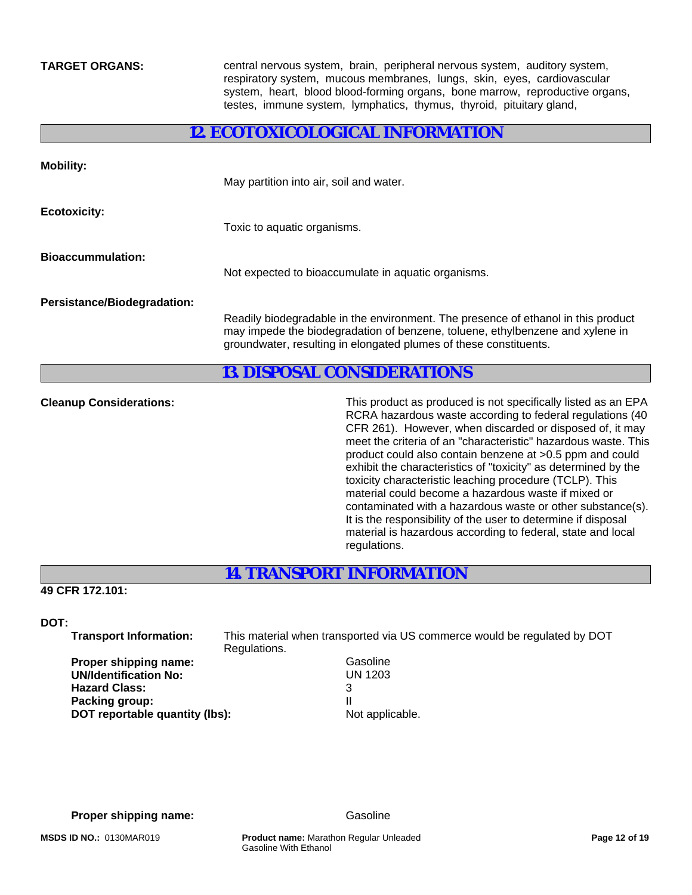**TARGET ORGANS:** central nervous system, brain, peripheral nervous system, auditory system, respiratory system, mucous membranes, lungs, skin, eyes, cardiovascular system, heart, blood blood-forming organs, bone marrow, reproductive organs, testes, immune system, lymphatics, thymus, thyroid, pituitary gland,

## 12. ECOTOXICOLOGICAL INFORMATION

**Mobility:**

May partition into air, soil and water.

**Ecotoxicity:**

Toxic to aquatic organisms.

**Bioaccummulation:**

Not expected to bioaccumulate in aquatic organisms.

**Persistance/Biodegradation:**

Readily biodegradable in the environment. The presence of ethanol in this product may impede the biodegradation of benzene, toluene, ethylbenzene and xylene in groundwater, resulting in elongated plumes of these constituents.

## 13. DISPOSAL CONSIDERATIONS

**Cleanup Considerations:** This product as produced is not specifically listed as an EPA RCRA hazardous waste according to federal regulations (40 CFR 261). However, when discarded or disposed of, it may meet the criteria of an "characteristic" hazardous waste. This product could also contain benzene at >0.5 ppm and could exhibit the characteristics of "toxicity" as determined by the toxicity characteristic leaching procedure (TCLP). This material could become a hazardous waste if mixed or contaminated with a hazardous waste or other substance(s). It is the responsibility of the user to determine if disposal material is hazardous according to federal, state and local regulations.

## 14. TRANSPORT INFORMATION

**49 CFR 172.101:**

**DOT:**

**Transport Information:** This material when transported via US commerce would be regulated by DOT Regulations.

**Proper shipping name:** Gasoline
**UN/Identification No:** UN 1203
**Hazard Class:** 3
**Packing group:** II
**DOT reportable quantity (lbs):** Not applicable.

**Proper shipping name:** Gasoline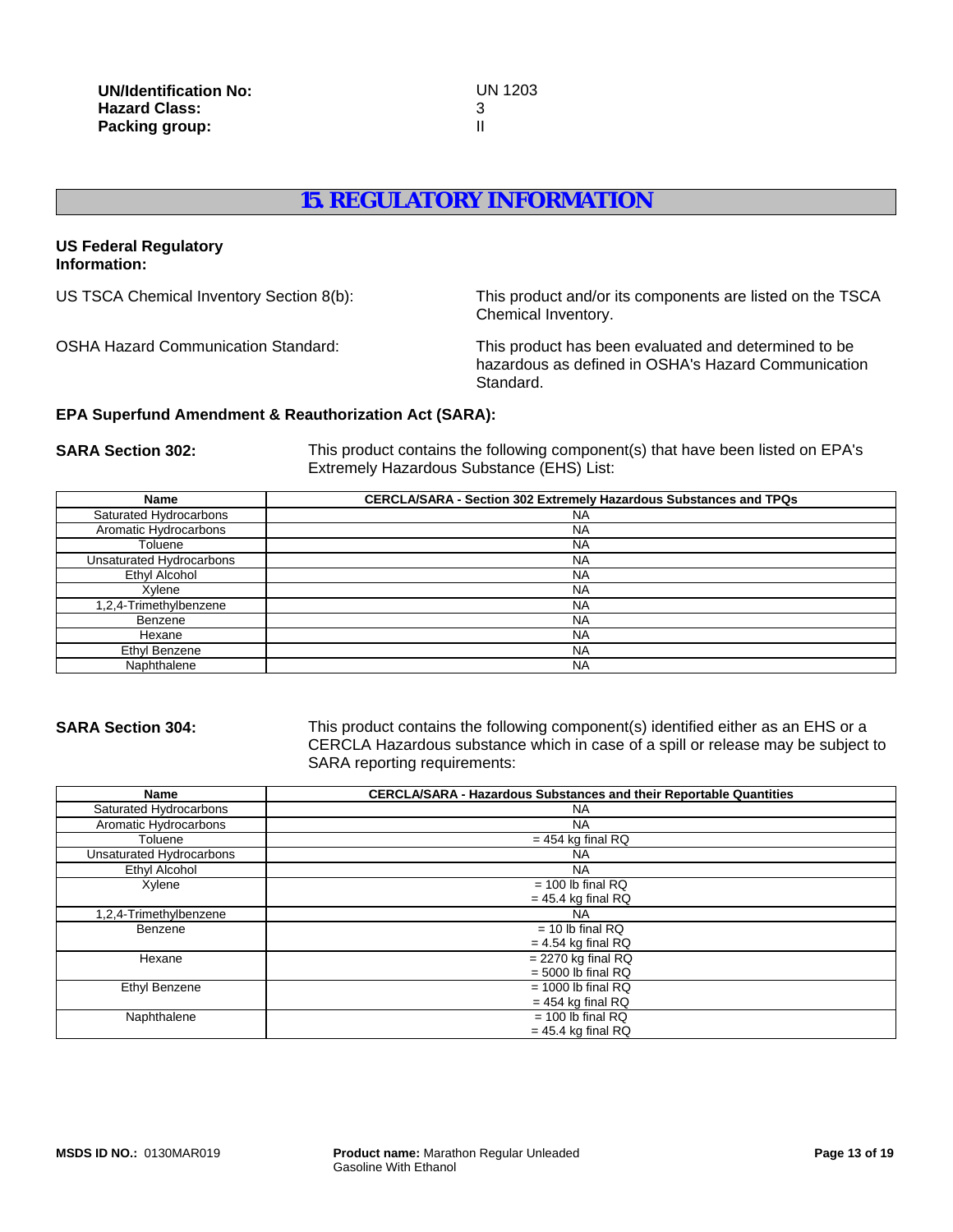**UN/Identification No:** UN 1203
**Hazard Class:** 3
**Packing group:** II

## 15. REGULATORY INFORMATION

**US Federal Regulatory Information:**

US TSCA Chemical Inventory Section 8(b): This product and/or its components are listed on the TSCA Chemical Inventory.

OSHA Hazard Communication Standard: This product has been evaluated and determined to be hazardous as defined in OSHA's Hazard Communication Standard.

**EPA Superfund Amendment & Reauthorization Act (SARA):**

**SARA Section 302:** This product contains the following component(s) that have been listed on EPA's Extremely Hazardous Substance (EHS) List:

| Name | CERCLA/SARA - Section 302 Extremely Hazardous Substances and TPQs |
|---|---|
| Saturated Hydrocarbons | NA |
| Aromatic Hydrocarbons | NA |
| Toluene | NA |
| Unsaturated Hydrocarbons | NA |
| Ethyl Alcohol | NA |
| Xylene | NA |
| 1,2,4-Trimethylbenzene | NA |
| Benzene | NA |
| Hexane | NA |
| Ethyl Benzene | NA |
| Naphthalene | NA |

**SARA Section 304:** This product contains the following component(s) identified either as an EHS or a CERCLA Hazardous substance which in case of a spill or release may be subject to SARA reporting requirements:

| Name | CERCLA/SARA - Hazardous Substances and their Reportable Quantities |
|---|---|
| Saturated Hydrocarbons | NA |
| Aromatic Hydrocarbons | NA |
| Toluene | = 454 kg final RQ |
| Unsaturated Hydrocarbons | NA |
| Ethyl Alcohol | NA |
| Xylene | = 100 lb final RQ<br>= 45.4 kg final RQ |
| 1,2,4-Trimethylbenzene | NA |
| Benzene | = 10 lb final RQ<br>= 4.54 kg final RQ |
| Hexane | = 2270 kg final RQ<br>= 5000 lb final RQ |
| Ethyl Benzene | = 1000 lb final RQ<br>= 454 kg final RQ |
| Naphthalene | = 100 lb final RQ<br>= 45.4 kg final RQ |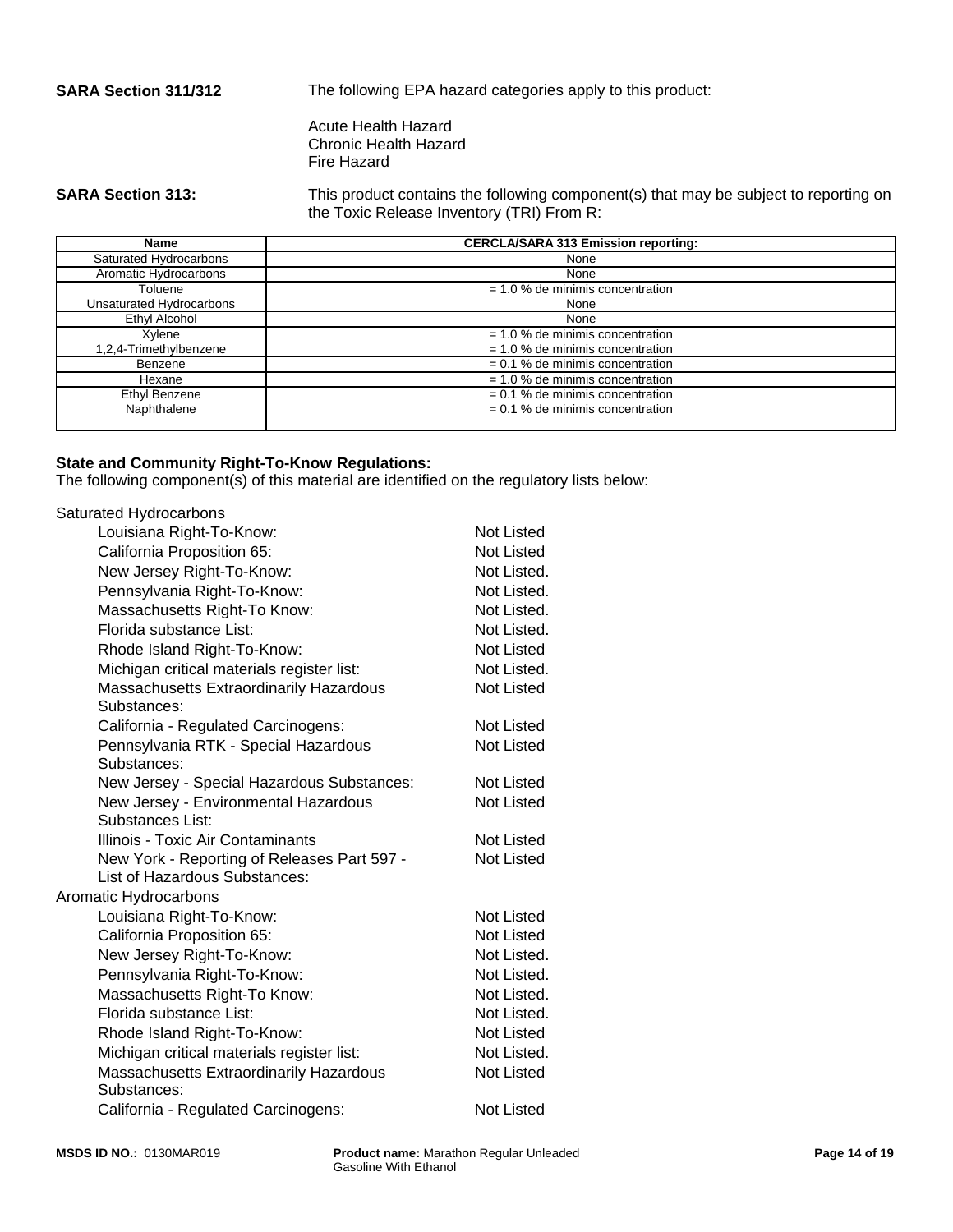**SARA Section 311/312** The following EPA hazard categories apply to this product:

Acute Health Hazard
Chronic Health Hazard
Fire Hazard

**SARA Section 313:** This product contains the following component(s) that may be subject to reporting on the Toxic Release Inventory (TRI) From R:

| Name | CERCLA/SARA 313 Emission reporting: |
|---|---|
| Saturated Hydrocarbons | None |
| Aromatic Hydrocarbons | None |
| Toluene | = 1.0 % de minimis concentration |
| Unsaturated Hydrocarbons | None |
| Ethyl Alcohol | None |
| Xylene | = 1.0 % de minimis concentration |
| 1,2,4-Trimethylbenzene | = 1.0 % de minimis concentration |
| Benzene | = 0.1 % de minimis concentration |
| Hexane | = 1.0 % de minimis concentration |
| Ethyl Benzene | = 0.1 % de minimis concentration |
| Naphthalene | = 0.1 % de minimis concentration |

**State and Community Right-To-Know Regulations:**
The following component(s) of this material are identified on the regulatory lists below:

Saturated Hydrocarbons

| | |
|---|---|
| Louisiana Right-To-Know: | Not Listed |
| California Proposition 65: | Not Listed |
| New Jersey Right-To-Know: | Not Listed. |
| Pennsylvania Right-To-Know: | Not Listed. |
| Massachusetts Right-To Know: | Not Listed. |
| Florida substance List: | Not Listed. |
| Rhode Island Right-To-Know: | Not Listed |
| Michigan critical materials register list: | Not Listed. |
| Massachusetts Extraordinarily Hazardous Substances: | Not Listed |
| California - Regulated Carcinogens: | Not Listed |
| Pennsylvania RTK - Special Hazardous Substances: | Not Listed |
| New Jersey - Special Hazardous Substances: | Not Listed |
| New Jersey - Environmental Hazardous Substances List: | Not Listed |
| Illinois - Toxic Air Contaminants | Not Listed |
| New York - Reporting of Releases Part 597 - List of Hazardous Substances: | Not Listed |

Aromatic Hydrocarbons

| | |
|---|---|
| Louisiana Right-To-Know: | Not Listed |
| California Proposition 65: | Not Listed |
| New Jersey Right-To-Know: | Not Listed. |
| Pennsylvania Right-To-Know: | Not Listed. |
| Massachusetts Right-To Know: | Not Listed. |
| Florida substance List: | Not Listed. |
| Rhode Island Right-To-Know: | Not Listed |
| Michigan critical materials register list: | Not Listed. |
| Massachusetts Extraordinarily Hazardous Substances: | Not Listed |
| California - Regulated Carcinogens: | Not Listed |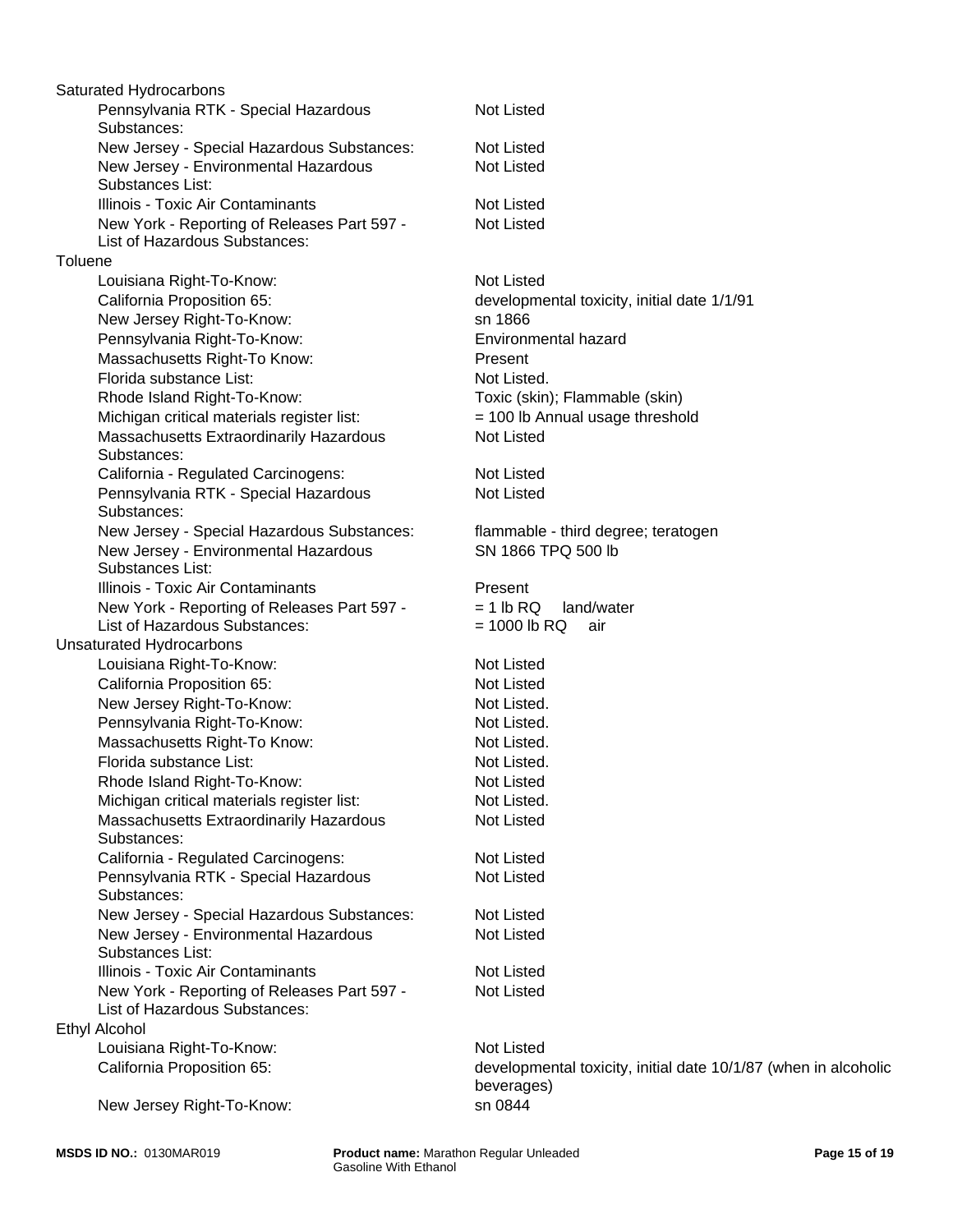Saturated Hydrocarbons

| | |
|---|---|
| Pennsylvania RTK - Special Hazardous Substances: | Not Listed |
| New Jersey - Special Hazardous Substances: | Not Listed |
| New Jersey - Environmental Hazardous Substances List: | Not Listed |
| Illinois - Toxic Air Contaminants | Not Listed |
| New York - Reporting of Releases Part 597 - List of Hazardous Substances: | Not Listed |

Toluene

| | |
|---|---|
| Louisiana Right-To-Know: | Not Listed |
| California Proposition 65: | developmental toxicity, initial date 1/1/91 |
| New Jersey Right-To-Know: | sn 1866 |
| Pennsylvania Right-To-Know: | Environmental hazard |
| Massachusetts Right-To Know: | Present |
| Florida substance List: | Not Listed. |
| Rhode Island Right-To-Know: | Toxic (skin); Flammable (skin) |
| Michigan critical materials register list: | = 100 lb Annual usage threshold |
| Massachusetts Extraordinarily Hazardous Substances: | Not Listed |
| California - Regulated Carcinogens: | Not Listed |
| Pennsylvania RTK - Special Hazardous Substances: | Not Listed |
| New Jersey - Special Hazardous Substances: | flammable - third degree; teratogen |
| New Jersey - Environmental Hazardous Substances List: | SN 1866 TPQ 500 lb |
| Illinois - Toxic Air Contaminants | Present |
| New York - Reporting of Releases Part 597 - List of Hazardous Substances: | = 1 lb RQ land/water<br>= 1000 lb RQ air |

Unsaturated Hydrocarbons

| | |
|---|---|
| Louisiana Right-To-Know: | Not Listed |
| California Proposition 65: | Not Listed |
| New Jersey Right-To-Know: | Not Listed. |
| Pennsylvania Right-To-Know: | Not Listed. |
| Massachusetts Right-To Know: | Not Listed. |
| Florida substance List: | Not Listed. |
| Rhode Island Right-To-Know: | Not Listed |
| Michigan critical materials register list: | Not Listed. |
| Massachusetts Extraordinarily Hazardous Substances: | Not Listed |
| California - Regulated Carcinogens: | Not Listed |
| Pennsylvania RTK - Special Hazardous Substances: | Not Listed |
| New Jersey - Special Hazardous Substances: | Not Listed |
| New Jersey - Environmental Hazardous Substances List: | Not Listed |
| Illinois - Toxic Air Contaminants | Not Listed |
| New York - Reporting of Releases Part 597 - List of Hazardous Substances: | Not Listed |

Ethyl Alcohol

| | |
|---|---|
| Louisiana Right-To-Know: | Not Listed |
| California Proposition 65: | developmental toxicity, initial date 10/1/87 (when in alcoholic beverages) |
| New Jersey Right-To-Know: | sn 0844 |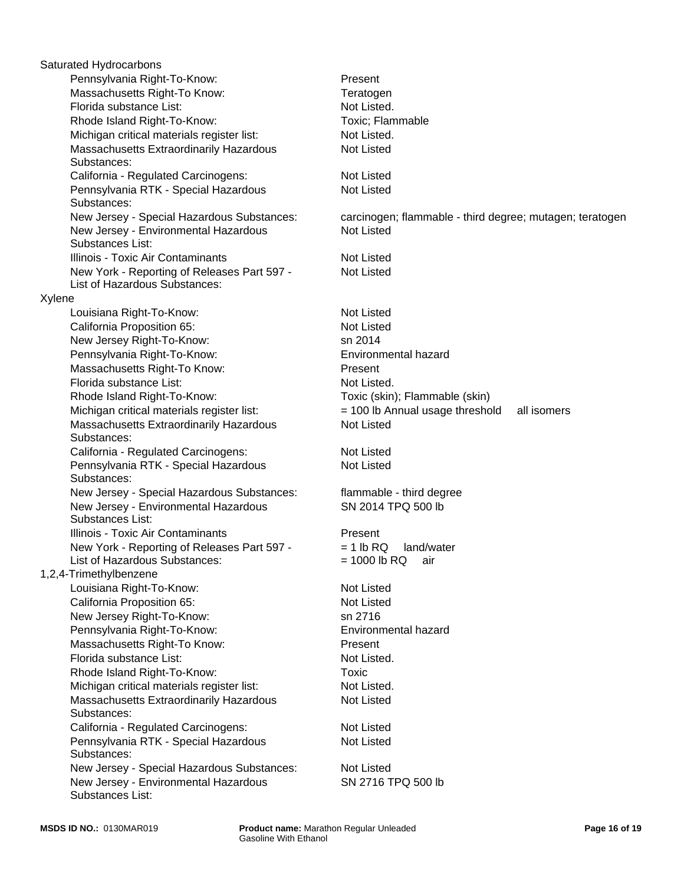Saturated Hydrocarbons

| | |
|---|---|
| Pennsylvania Right-To-Know: | Present |
| Massachusetts Right-To Know: | Teratogen |
| Florida substance List: | Not Listed. |
| Rhode Island Right-To-Know: | Toxic; Flammable |
| Michigan critical materials register list: | Not Listed. |
| Massachusetts Extraordinarily Hazardous Substances: | Not Listed |
| California - Regulated Carcinogens: | Not Listed |
| Pennsylvania RTK - Special Hazardous Substances: | Not Listed |
| New Jersey - Special Hazardous Substances: | carcinogen; flammable - third degree; mutagen; teratogen |
| New Jersey - Environmental Hazardous Substances List: | Not Listed |
| Illinois - Toxic Air Contaminants | Not Listed |
| New York - Reporting of Releases Part 597 - List of Hazardous Substances: | Not Listed |

Xylene

| | |
|---|---|
| Louisiana Right-To-Know: | Not Listed |
| California Proposition 65: | Not Listed |
| New Jersey Right-To-Know: | sn 2014 |
| Pennsylvania Right-To-Know: | Environmental hazard |
| Massachusetts Right-To Know: | Present |
| Florida substance List: | Not Listed. |
| Rhode Island Right-To-Know: | Toxic (skin); Flammable (skin) |
| Michigan critical materials register list: | = 100 lb Annual usage threshold all isomers |
| Massachusetts Extraordinarily Hazardous Substances: | Not Listed |
| California - Regulated Carcinogens: | Not Listed |
| Pennsylvania RTK - Special Hazardous Substances: | Not Listed |
| New Jersey - Special Hazardous Substances: | flammable - third degree |
| New Jersey - Environmental Hazardous Substances List: | SN 2014 TPQ 500 lb |
| Illinois - Toxic Air Contaminants | Present |
| New York - Reporting of Releases Part 597 - List of Hazardous Substances: | = 1 lb RQ land/water<br>= 1000 lb RQ air |

1,2,4-Trimethylbenzene

| | |
|---|---|
| Louisiana Right-To-Know: | Not Listed |
| California Proposition 65: | Not Listed |
| New Jersey Right-To-Know: | sn 2716 |
| Pennsylvania Right-To-Know: | Environmental hazard |
| Massachusetts Right-To Know: | Present |
| Florida substance List: | Not Listed. |
| Rhode Island Right-To-Know: | Toxic |
| Michigan critical materials register list: | Not Listed. |
| Massachusetts Extraordinarily Hazardous Substances: | Not Listed |
| California - Regulated Carcinogens: | Not Listed |
| Pennsylvania RTK - Special Hazardous Substances: | Not Listed |
| New Jersey - Special Hazardous Substances: | Not Listed |
| New Jersey - Environmental Hazardous Substances List: | SN 2716 TPQ 500 lb |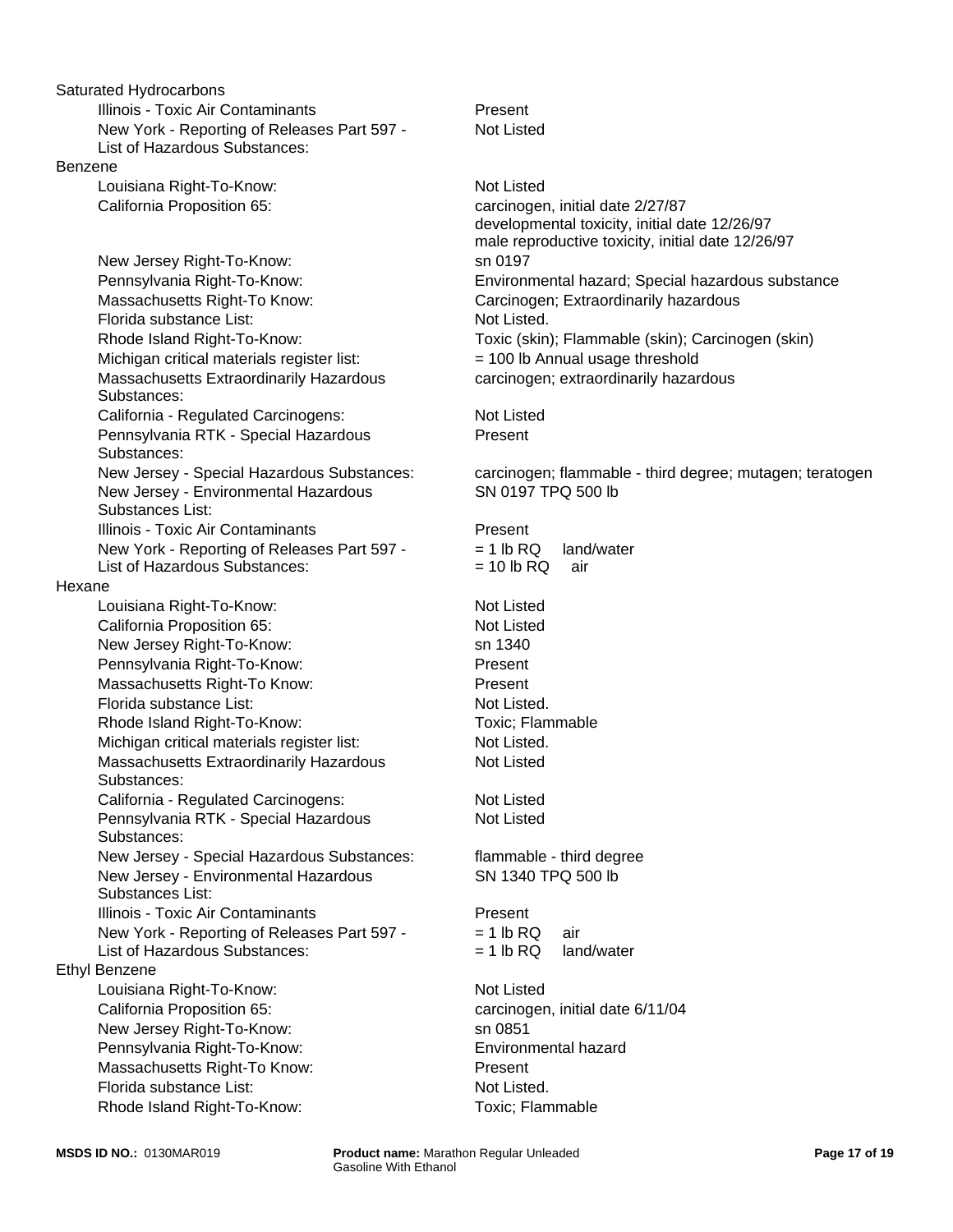**Saturated Hydrocarbons**

| | |
|---|---|
| Illinois - Toxic Air Contaminants | Present |
| New York - Reporting of Releases Part 597 - List of Hazardous Substances: | Not Listed |

**Benzene**

| | |
|---|---|
| Louisiana Right-To-Know: | Not Listed |
| California Proposition 65: | carcinogen, initial date 2/27/87<br>developmental toxicity, initial date 12/26/97<br>male reproductive toxicity, initial date 12/26/97 |
| New Jersey Right-To-Know: | sn 0197 |
| Pennsylvania Right-To-Know: | Environmental hazard; Special hazardous substance |
| Massachusetts Right-To Know: | Carcinogen; Extraordinarily hazardous |
| Florida substance List: | Not Listed. |
| Rhode Island Right-To-Know: | Toxic (skin); Flammable (skin); Carcinogen (skin) |
| Michigan critical materials register list: | = 100 lb Annual usage threshold |
| Massachusetts Extraordinarily Hazardous Substances: | carcinogen; extraordinarily hazardous |
| California - Regulated Carcinogens: | Not Listed |
| Pennsylvania RTK - Special Hazardous Substances: | Present |
| New Jersey - Special Hazardous Substances: | carcinogen; flammable - third degree; mutagen; teratogen |
| New Jersey - Environmental Hazardous Substances List: | SN 0197 TPQ 500 lb |
| Illinois - Toxic Air Contaminants | Present |
| New York - Reporting of Releases Part 597 - List of Hazardous Substances: | = 1 lb RQ land/water<br>= 10 lb RQ air |

**Hexane**

| | |
|---|---|
| Louisiana Right-To-Know: | Not Listed |
| California Proposition 65: | Not Listed |
| New Jersey Right-To-Know: | sn 1340 |
| Pennsylvania Right-To-Know: | Present |
| Massachusetts Right-To Know: | Present |
| Florida substance List: | Not Listed. |
| Rhode Island Right-To-Know: | Toxic; Flammable |
| Michigan critical materials register list: | Not Listed. |
| Massachusetts Extraordinarily Hazardous Substances: | Not Listed |
| California - Regulated Carcinogens: | Not Listed |
| Pennsylvania RTK - Special Hazardous Substances: | Not Listed |
| New Jersey - Special Hazardous Substances: | flammable - third degree |
| New Jersey - Environmental Hazardous Substances List: | SN 1340 TPQ 500 lb |
| Illinois - Toxic Air Contaminants | Present |
| New York - Reporting of Releases Part 597 - List of Hazardous Substances: | = 1 lb RQ air<br>= 1 lb RQ land/water |

**Ethyl Benzene**

| | |
|---|---|
| Louisiana Right-To-Know: | Not Listed |
| California Proposition 65: | carcinogen, initial date 6/11/04 |
| New Jersey Right-To-Know: | sn 0851 |
| Pennsylvania Right-To-Know: | Environmental hazard |
| Massachusetts Right-To Know: | Present |
| Florida substance List: | Not Listed. |
| Rhode Island Right-To-Know: | Toxic; Flammable |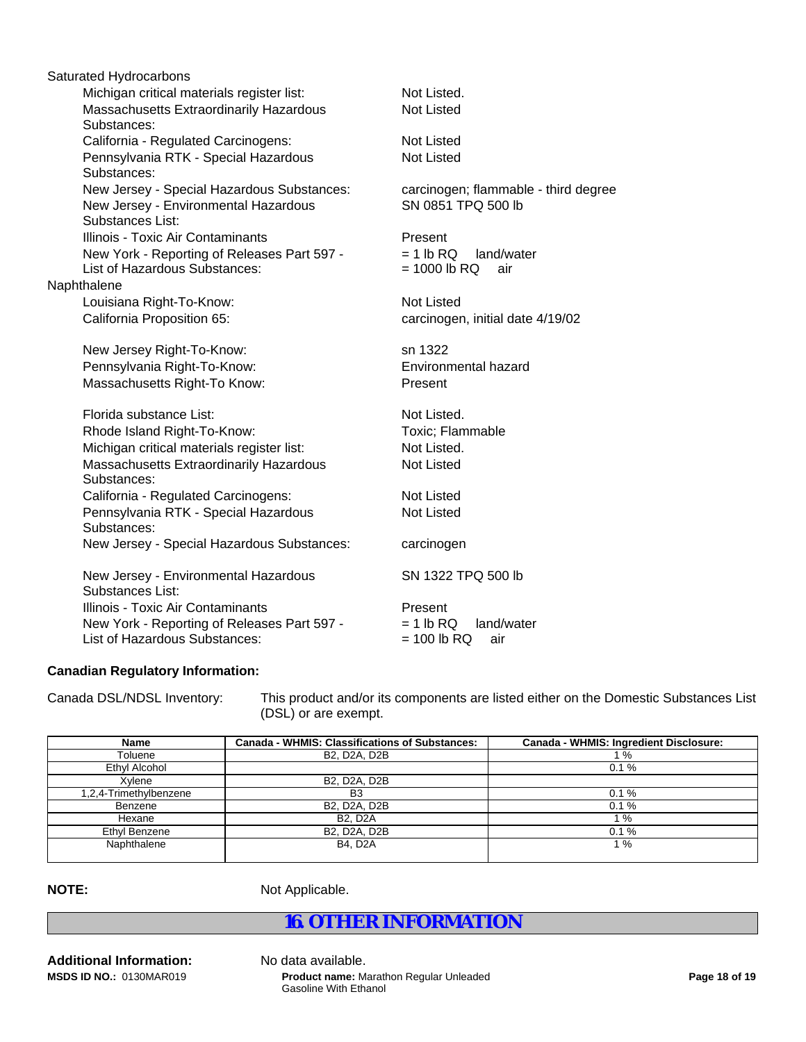Saturated Hydrocarbons

| | |
|---|---|
| Michigan critical materials register list: | Not Listed. |
| Massachusetts Extraordinarily Hazardous Substances: | Not Listed |
| California - Regulated Carcinogens: | Not Listed |
| Pennsylvania RTK - Special Hazardous Substances: | Not Listed |
| New Jersey - Special Hazardous Substances: | carcinogen; flammable - third degree |
| New Jersey - Environmental Hazardous Substances List: | SN 0851 TPQ 500 lb |
| Illinois - Toxic Air Contaminants | Present |
| New York - Reporting of Releases Part 597 - List of Hazardous Substances: | = 1 lb RQ land/water<br>= 1000 lb RQ air |

Naphthalene

| | |
|---|---|
| Louisiana Right-To-Know: | Not Listed |
| California Proposition 65: | carcinogen, initial date 4/19/02 |
| New Jersey Right-To-Know: | sn 1322 |
| Pennsylvania Right-To-Know: | Environmental hazard |
| Massachusetts Right-To Know: | Present |
| Florida substance List: | Not Listed. |
| Rhode Island Right-To-Know: | Toxic; Flammable |
| Michigan critical materials register list: | Not Listed. |
| Massachusetts Extraordinarily Hazardous Substances: | Not Listed |
| California - Regulated Carcinogens: | Not Listed |
| Pennsylvania RTK - Special Hazardous Substances: | Not Listed |
| New Jersey - Special Hazardous Substances: | carcinogen |
| New Jersey - Environmental Hazardous Substances List: | SN 1322 TPQ 500 lb |
| Illinois - Toxic Air Contaminants | Present |
| New York - Reporting of Releases Part 597 - List of Hazardous Substances: | = 1 lb RQ land/water<br>= 100 lb RQ air |

**Canadian Regulatory Information:**

Canada DSL/NDSL Inventory: This product and/or its components are listed either on the Domestic Substances List (DSL) or are exempt.

| Name | Canada - WHMIS: Classifications of Substances: | Canada - WHMIS: Ingredient Disclosure: |
|---|---|---|
| Toluene | B2, D2A, D2B | 1 % |
| Ethyl Alcohol | | 0.1 % |
| Xylene | B2, D2A, D2B | |
| 1,2,4-Trimethylbenzene | B3 | 0.1 % |
| Benzene | B2, D2A, D2B | 0.1 % |
| Hexane | B2, D2A | 1 % |
| Ethyl Benzene | B2, D2A, D2B | 0.1 % |
| Naphthalene | B4, D2A | 1 % |

**NOTE:** Not Applicable.

## 16. OTHER INFORMATION

**Additional Information:** No data available.

**MSDS ID NO.:** 0130MAR019 **Product name:** Marathon Regular Unleaded Gasoline With Ethanol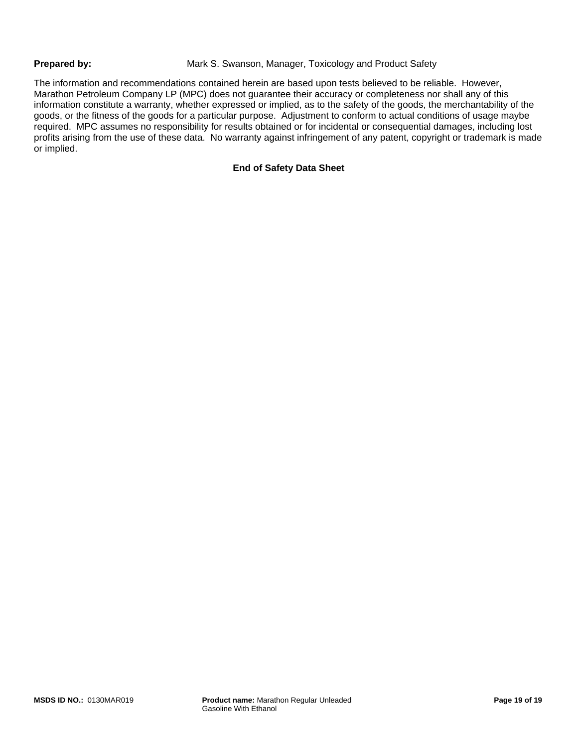**Prepared by:** Mark S. Swanson, Manager, Toxicology and Product Safety

The information and recommendations contained herein are based upon tests believed to be reliable. However, Marathon Petroleum Company LP (MPC) does not guarantee their accuracy or completeness nor shall any of this information constitute a warranty, whether expressed or implied, as to the safety of the goods, the merchantability of the goods, or the fitness of the goods for a particular purpose. Adjustment to conform to actual conditions of usage maybe required. MPC assumes no responsibility for results obtained or for incidental or consequential damages, including lost profits arising from the use of these data. No warranty against infringement of any patent, copyright or trademark is made or implied.

**End of Safety Data Sheet**